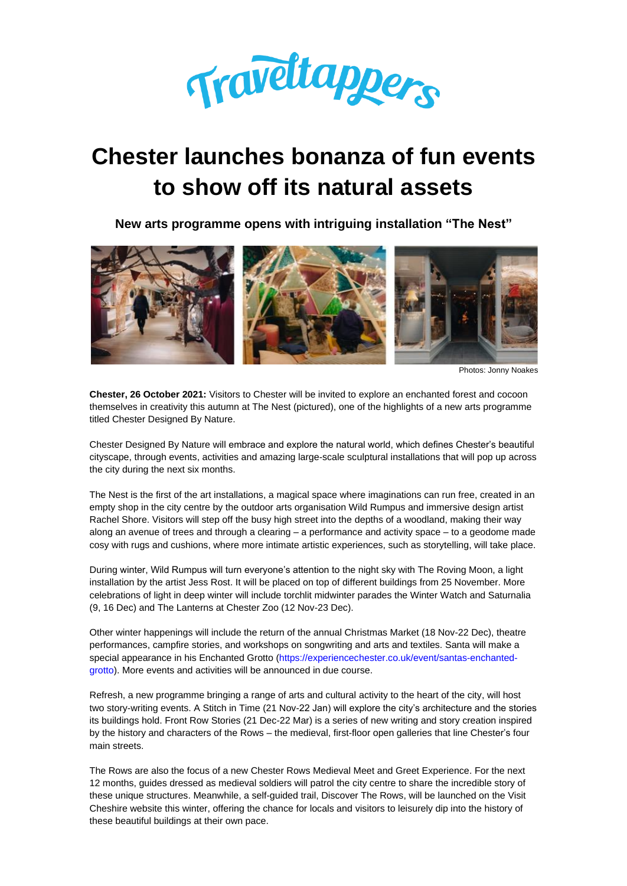Traveltappers

# Chester launches bonanza of fun events to show off its natural assets

### New arts programme opens with intriguing installation "The Nest"

Photos: Jonny Noakes

**Chester, 26 October 2021:** Visitors to Chester will be invited to explore an enchanted forest and cocoon themselves in creativity this autumn at The Nest (pictured), one of the highlights of a new arts programme titled Chester Designed By Nature.

Chester Designed By Nature will embrace and explore the natural world, which defines Chester's beautiful cityscape, through events, activities and amazing large-scale sculptural installations that will pop up across the city during the next six months.

The Nest is the first of the art installations, a magical space where imaginations can run free, created in an empty shop in the city centre by the outdoor arts organisation Wild Rumpus and immersive design artist Rachel Shore. Visitors will step off the busy high street into the depths of a woodland, making their way along an avenue of trees and through a clearing – a performance and activity space – to a geodome made cosy with rugs and cushions, where more intimate artistic experiences, such as storytelling, will take place.

During winter, Wild Rumpus will turn everyone's attention to the night sky with The Roving Moon, a light installation by the artist Jess Rost. It will be placed on top of different buildings from 25 November. More celebrations of light in deep winter will include torchlit midwinter parades the Winter Watch and Saturnalia (9, 16 Dec) and The Lanterns at Chester Zoo (12 Nov-23 Dec).

Other winter happenings will include the return of the annual Christmas Market (18 Nov-22 Dec), theatre performances, campfire stories, and workshops on songwriting and arts and textiles. Santa will make a special appearance in his Enchanted Grotto (https://experiencechester.co.uk/event/santas-enchanted-grotto). More events and activities will be announced in due course.

Refresh, a new programme bringing a range of arts and cultural activity to the heart of the city, will host two story-writing events. A Stitch in Time (21 Nov-22 Jan) will explore the city's architecture and the stories its buildings hold. Front Row Stories (21 Dec-22 Mar) is a series of new writing and story creation inspired by the history and characters of the Rows – the medieval, first-floor open galleries that line Chester's four main streets.

The Rows are also the focus of a new Chester Rows Medieval Meet and Greet Experience. For the next 12 months, guides dressed as medieval soldiers will patrol the city centre to share the incredible story of these unique structures. Meanwhile, a self-guided trail, Discover The Rows, will be launched on the Visit Cheshire website this winter, offering the chance for locals and visitors to leisurely dip into the history of these beautiful buildings at their own pace.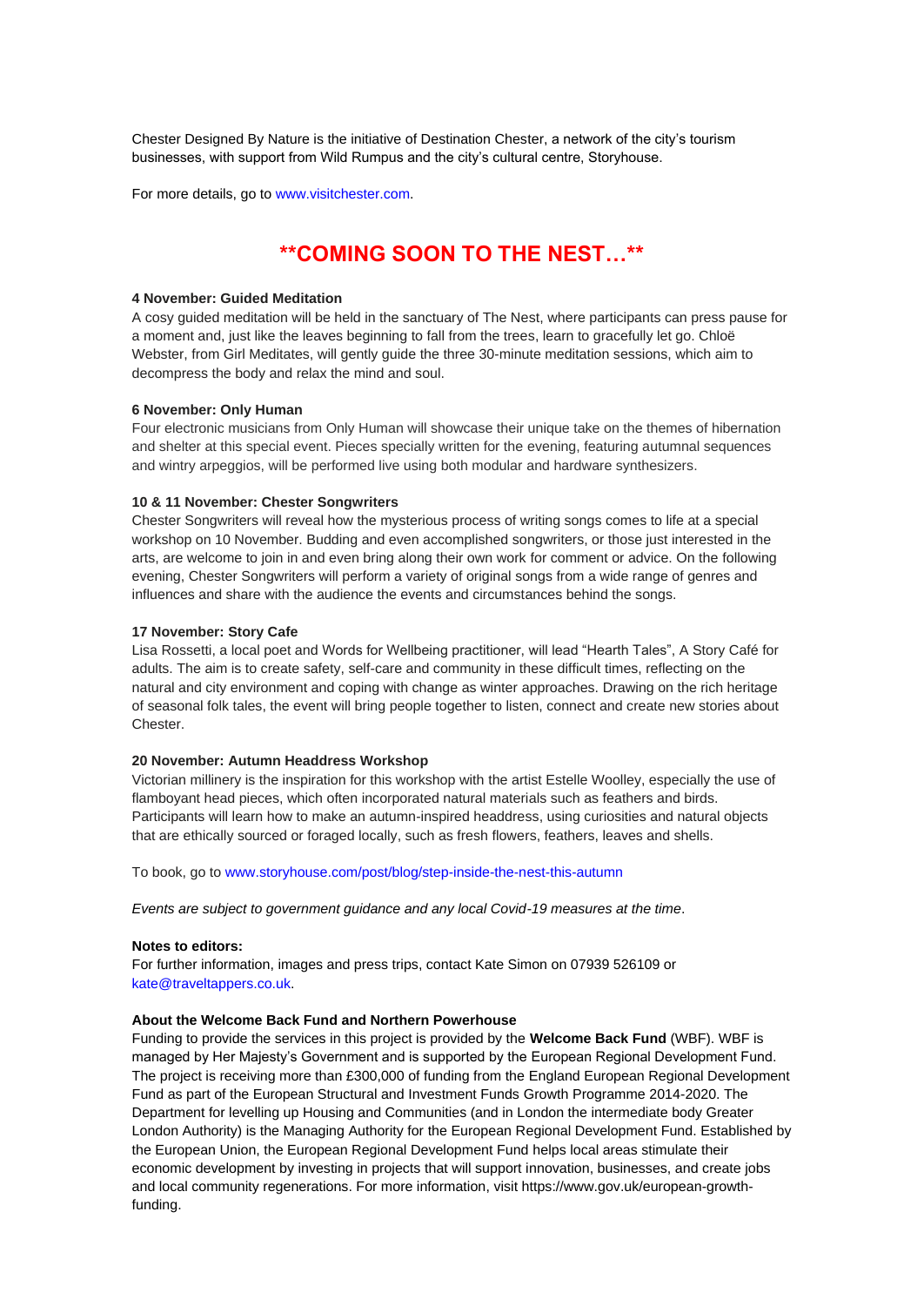Chester Designed By Nature is the initiative of Destination Chester, a network of the city's tourism businesses, with support from Wild Rumpus and the city's cultural centre, Storyhouse.

For more details, go to www.visitchester.com.

## **COMING SOON TO THE NEST…**

**4 November: Guided Meditation**
A cosy guided meditation will be held in the sanctuary of The Nest, where participants can press pause for a moment and, just like the leaves beginning to fall from the trees, learn to gracefully let go. Chloë Webster, from Girl Meditates, will gently guide the three 30-minute meditation sessions, which aim to decompress the body and relax the mind and soul.

**6 November: Only Human**
Four electronic musicians from Only Human will showcase their unique take on the themes of hibernation and shelter at this special event. Pieces specially written for the evening, featuring autumnal sequences and wintry arpeggios, will be performed live using both modular and hardware synthesizers.

**10 & 11 November: Chester Songwriters**
Chester Songwriters will reveal how the mysterious process of writing songs comes to life at a special workshop on 10 November. Budding and even accomplished songwriters, or those just interested in the arts, are welcome to join in and even bring along their own work for comment or advice. On the following evening, Chester Songwriters will perform a variety of original songs from a wide range of genres and influences and share with the audience the events and circumstances behind the songs.

**17 November: Story Cafe**
Lisa Rossetti, a local poet and Words for Wellbeing practitioner, will lead "Hearth Tales", A Story Café for adults. The aim is to create safety, self-care and community in these difficult times, reflecting on the natural and city environment and coping with change as winter approaches. Drawing on the rich heritage of seasonal folk tales, the event will bring people together to listen, connect and create new stories about Chester.

**20 November: Autumn Headdress Workshop**
Victorian millinery is the inspiration for this workshop with the artist Estelle Woolley, especially the use of flamboyant head pieces, which often incorporated natural materials such as feathers and birds. Participants will learn how to make an autumn-inspired headdress, using curiosities and natural objects that are ethically sourced or foraged locally, such as fresh flowers, feathers, leaves and shells.

To book, go to www.storyhouse.com/post/blog/step-inside-the-nest-this-autumn

*Events are subject to government guidance and any local Covid-19 measures at the time*.

**Notes to editors:**
For further information, images and press trips, contact Kate Simon on 07939 526109 or kate@traveltappers.co.uk.

**About the Welcome Back Fund and Northern Powerhouse**
Funding to provide the services in this project is provided by the **Welcome Back Fund** (WBF). WBF is managed by Her Majesty's Government and is supported by the European Regional Development Fund. The project is receiving more than £300,000 of funding from the England European Regional Development Fund as part of the European Structural and Investment Funds Growth Programme 2014-2020. The Department for levelling up Housing and Communities (and in London the intermediate body Greater London Authority) is the Managing Authority for the European Regional Development Fund. Established by the European Union, the European Regional Development Fund helps local areas stimulate their economic development by investing in projects that will support innovation, businesses, and create jobs and local community regenerations. For more information, visit https://www.gov.uk/european-growth-funding.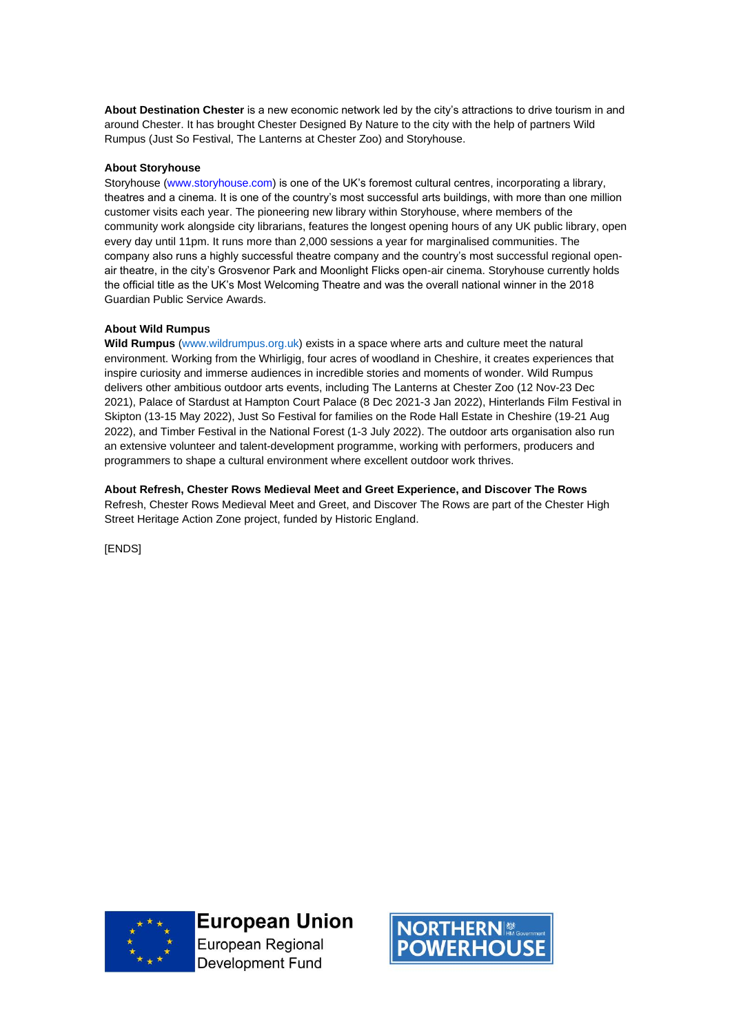**About Destination Chester** is a new economic network led by the city's attractions to drive tourism in and around Chester. It has brought Chester Designed By Nature to the city with the help of partners Wild Rumpus (Just So Festival, The Lanterns at Chester Zoo) and Storyhouse.

**About Storyhouse**

Storyhouse (www.storyhouse.com) is one of the UK's foremost cultural centres, incorporating a library, theatres and a cinema. It is one of the country's most successful arts buildings, with more than one million customer visits each year. The pioneering new library within Storyhouse, where members of the community work alongside city librarians, features the longest opening hours of any UK public library, open every day until 11pm. It runs more than 2,000 sessions a year for marginalised communities. The company also runs a highly successful theatre company and the country's most successful regional open-air theatre, in the city's Grosvenor Park and Moonlight Flicks open-air cinema. Storyhouse currently holds the official title as the UK's Most Welcoming Theatre and was the overall national winner in the 2018 Guardian Public Service Awards.

**About Wild Rumpus**

**Wild Rumpus** (www.wildrumpus.org.uk) exists in a space where arts and culture meet the natural environment. Working from the Whirligig, four acres of woodland in Cheshire, it creates experiences that inspire curiosity and immerse audiences in incredible stories and moments of wonder. Wild Rumpus delivers other ambitious outdoor arts events, including The Lanterns at Chester Zoo (12 Nov-23 Dec 2021), Palace of Stardust at Hampton Court Palace (8 Dec 2021-3 Jan 2022), Hinterlands Film Festival in Skipton (13-15 May 2022), Just So Festival for families on the Rode Hall Estate in Cheshire (19-21 Aug 2022), and Timber Festival in the National Forest (1-3 July 2022). The outdoor arts organisation also run an extensive volunteer and talent-development programme, working with performers, producers and programmers to shape a cultural environment where excellent outdoor work thrives.

**About Refresh, Chester Rows Medieval Meet and Greet Experience, and Discover The Rows**

Refresh, Chester Rows Medieval Meet and Greet, and Discover The Rows are part of the Chester High Street Heritage Action Zone project, funded by Historic England.

[ENDS]

European Union
European Regional Development Fund

NORTHERN POWERHOUSE
HM Government